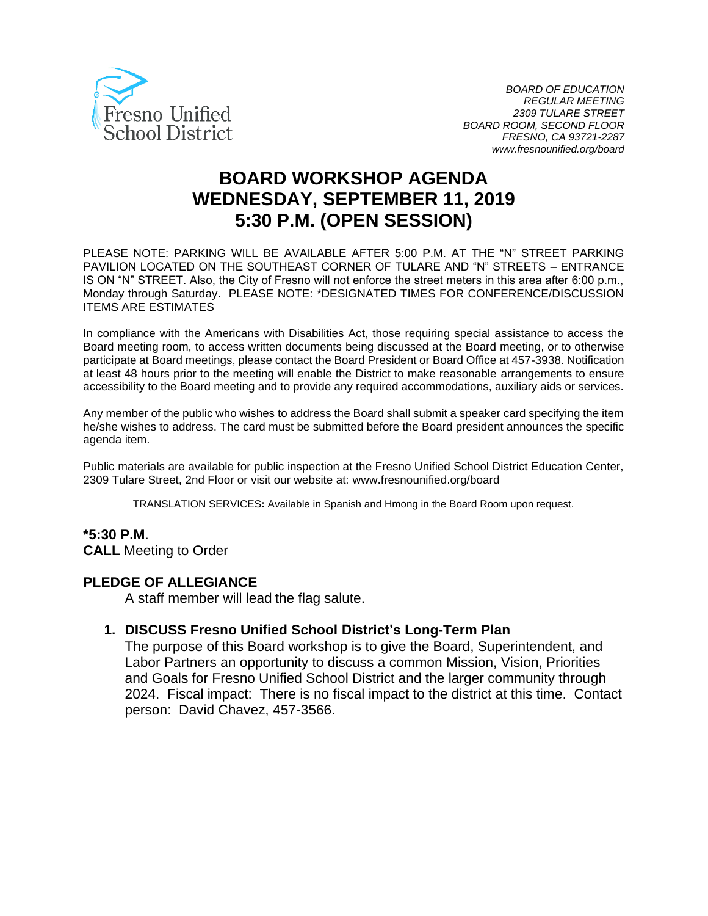Fresno Unified School District

*BOARD OF EDUCATION*
*REGULAR MEETING*
*2309 TULARE STREET*
*BOARD ROOM, SECOND FLOOR*
*FRESNO, CA 93721-2287*
*www.fresnounified.org/board*

# BOARD WORKSHOP AGENDA
# WEDNESDAY, SEPTEMBER 11, 2019
# 5:30 P.M. (OPEN SESSION)

PLEASE NOTE: PARKING WILL BE AVAILABLE AFTER 5:00 P.M. AT THE "N" STREET PARKING PAVILION LOCATED ON THE SOUTHEAST CORNER OF TULARE AND "N" STREETS – ENTRANCE IS ON "N" STREET. Also, the City of Fresno will not enforce the street meters in this area after 6:00 p.m., Monday through Saturday. PLEASE NOTE: *DESIGNATED TIMES FOR CONFERENCE/DISCUSSION ITEMS ARE ESTIMATES

In compliance with the Americans with Disabilities Act, those requiring special assistance to access the Board meeting room, to access written documents being discussed at the Board meeting, or to otherwise participate at Board meetings, please contact the Board President or Board Office at 457-3938. Notification at least 48 hours prior to the meeting will enable the District to make reasonable arrangements to ensure accessibility to the Board meeting and to provide any required accommodations, auxiliary aids or services.

Any member of the public who wishes to address the Board shall submit a speaker card specifying the item he/she wishes to address. The card must be submitted before the Board president announces the specific agenda item.

Public materials are available for public inspection at the Fresno Unified School District Education Center, 2309 Tulare Street, 2nd Floor or visit our website at: www.fresnounified.org/board

TRANSLATION SERVICES**:** Available in Spanish and Hmong in the Board Room upon request.

**\*5:30 P.M**.
**CALL** Meeting to Order

**PLEDGE OF ALLEGIANCE**
A staff member will lead the flag salute.

1. **DISCUSS Fresno Unified School District's Long-Term Plan**
   The purpose of this Board workshop is to give the Board, Superintendent, and Labor Partners an opportunity to discuss a common Mission, Vision, Priorities and Goals for Fresno Unified School District and the larger community through 2024. Fiscal impact: There is no fiscal impact to the district at this time. Contact person: David Chavez, 457-3566.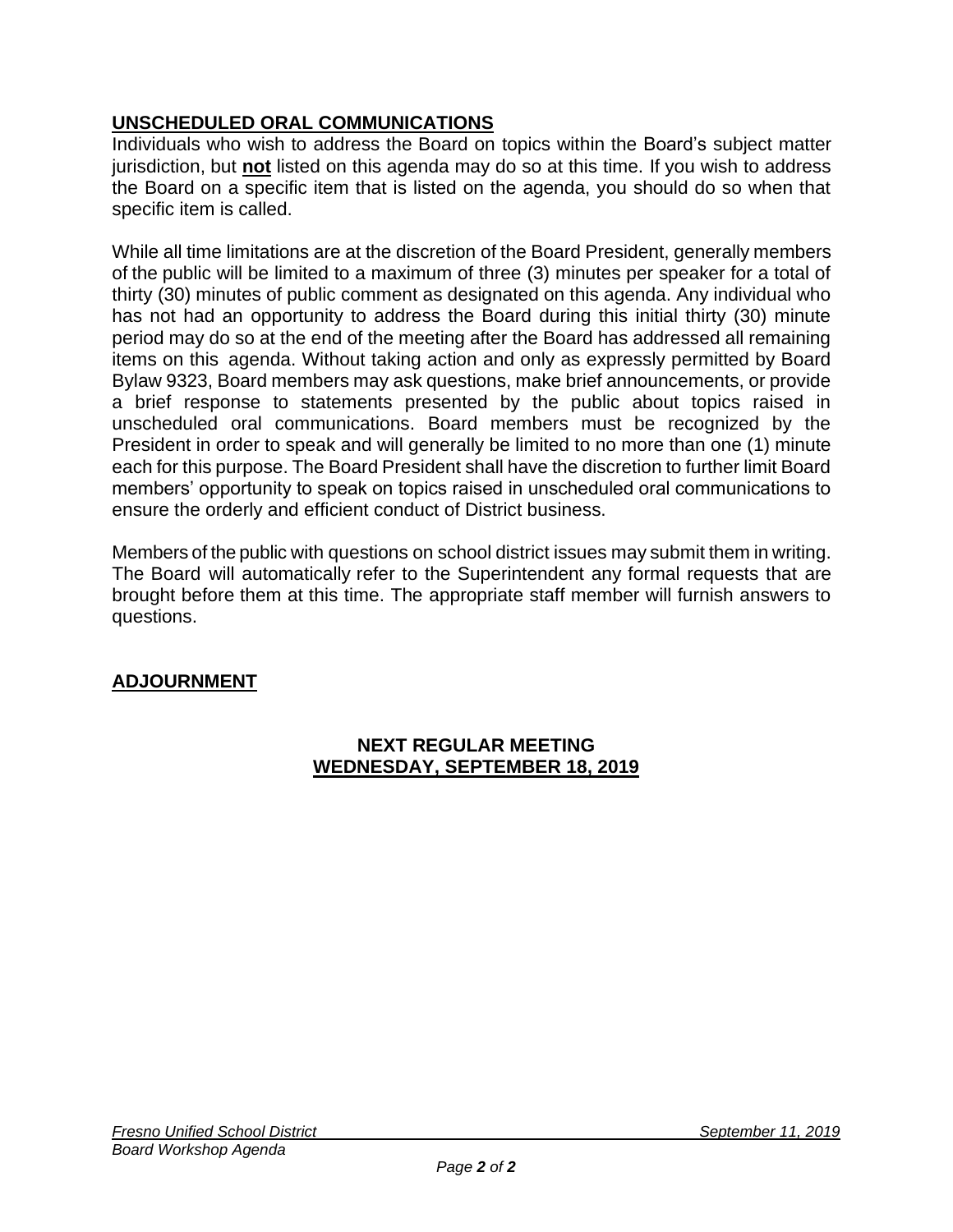## UNSCHEDULED ORAL COMMUNICATIONS

Individuals who wish to address the Board on topics within the Board's subject matter jurisdiction, but **not** listed on this agenda may do so at this time. If you wish to address the Board on a specific item that is listed on the agenda, you should do so when that specific item is called.

While all time limitations are at the discretion of the Board President, generally members of the public will be limited to a maximum of three (3) minutes per speaker for a total of thirty (30) minutes of public comment as designated on this agenda. Any individual who has not had an opportunity to address the Board during this initial thirty (30) minute period may do so at the end of the meeting after the Board has addressed all remaining items on this agenda. Without taking action and only as expressly permitted by Board Bylaw 9323, Board members may ask questions, make brief announcements, or provide a brief response to statements presented by the public about topics raised in unscheduled oral communications. Board members must be recognized by the President in order to speak and will generally be limited to no more than one (1) minute each for this purpose. The Board President shall have the discretion to further limit Board members' opportunity to speak on topics raised in unscheduled oral communications to ensure the orderly and efficient conduct of District business.

Members of the public with questions on school district issues may submit them in writing. The Board will automatically refer to the Superintendent any formal requests that are brought before them at this time. The appropriate staff member will furnish answers to questions.

## ADJOURNMENT

**NEXT REGULAR MEETING**
**WEDNESDAY, SEPTEMBER 18, 2019**